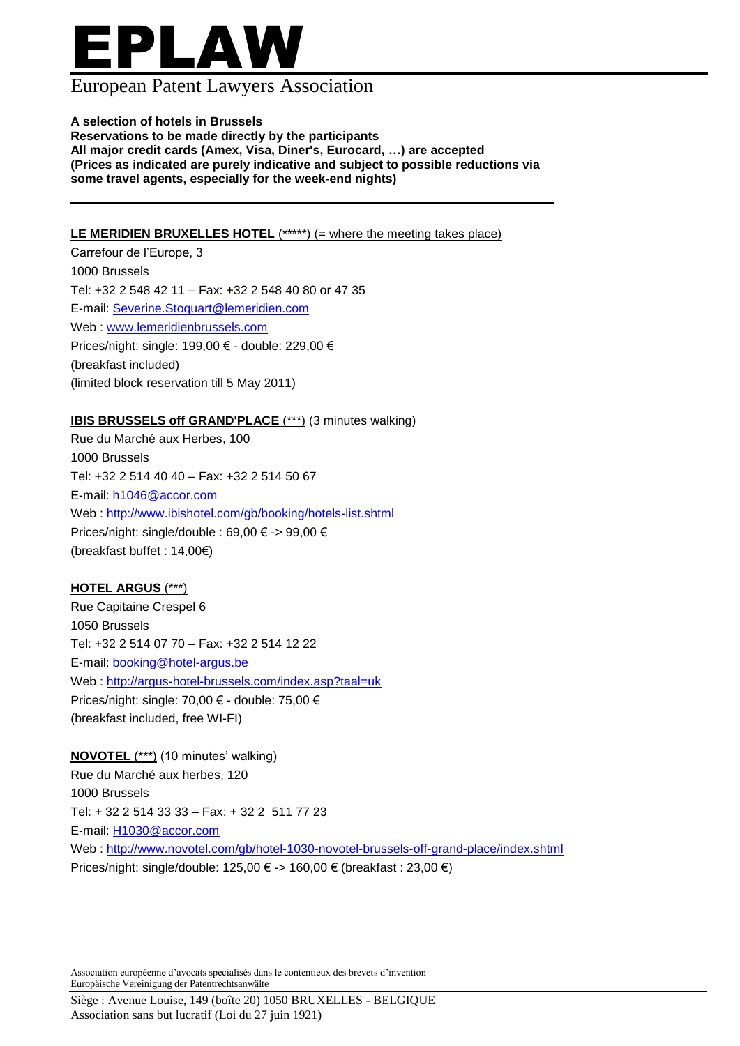# EPLAW

European Patent Lawyers Association

**A selection of hotels in Brussels**
**Reservations to be made directly by the participants**
**All major credit cards (Amex, Visa, Diner's, Eurocard, …) are accepted**
**(Prices as indicated are purely indicative and subject to possible reductions via some travel agents, especially for the week-end nights)**

---

**LE MERIDIEN BRUXELLES HOTEL** (*****) (= where the meeting takes place)
Carrefour de l'Europe, 3
1000 Brussels
Tel: +32 2 548 42 11 – Fax: +32 2 548 40 80 or 47 35
E-mail: Severine.Stoquart@lemeridien.com
Web : www.lemeridienbrussels.com
Prices/night: single: 199,00 € - double: 229,00 €
(breakfast included)
(limited block reservation till 5 May 2011)

**IBIS BRUSSELS off GRAND'PLACE** (***) (3 minutes walking)
Rue du Marché aux Herbes, 100
1000 Brussels
Tel: +32 2 514 40 40 – Fax: +32 2 514 50 67
E-mail: h1046@accor.com
Web : http://www.ibishotel.com/gb/booking/hotels-list.shtml
Prices/night: single/double : 69,00 € -> 99,00 €
(breakfast buffet : 14,00€)

**HOTEL ARGUS** (***)
Rue Capitaine Crespel 6
1050 Brussels
Tel: +32 2 514 07 70 – Fax: +32 2 514 12 22
E-mail: booking@hotel-argus.be
Web : http://argus-hotel-brussels.com/index.asp?taal=uk
Prices/night: single: 70,00 € - double: 75,00 €
(breakfast included, free WI-FI)

**NOVOTEL** (***) (10 minutes' walking)
Rue du Marché aux herbes, 120
1000 Brussels
Tel: + 32 2 514 33 33 – Fax: + 32 2 511 77 23
E-mail: H1030@accor.com
Web : http://www.novotel.com/gb/hotel-1030-novotel-brussels-off-grand-place/index.shtml
Prices/night: single/double: 125,00 € -> 160,00 € (breakfast : 23,00 €)

Association européenne d'avocats spécialisés dans le contentieux des brevets d'invention
Europäische Vereinigung der Patentrechtsanwälte

Siège : Avenue Louise, 149 (boîte 20) 1050 BRUXELLES - BELGIQUE
Association sans but lucratif (Loi du 27 juin 1921)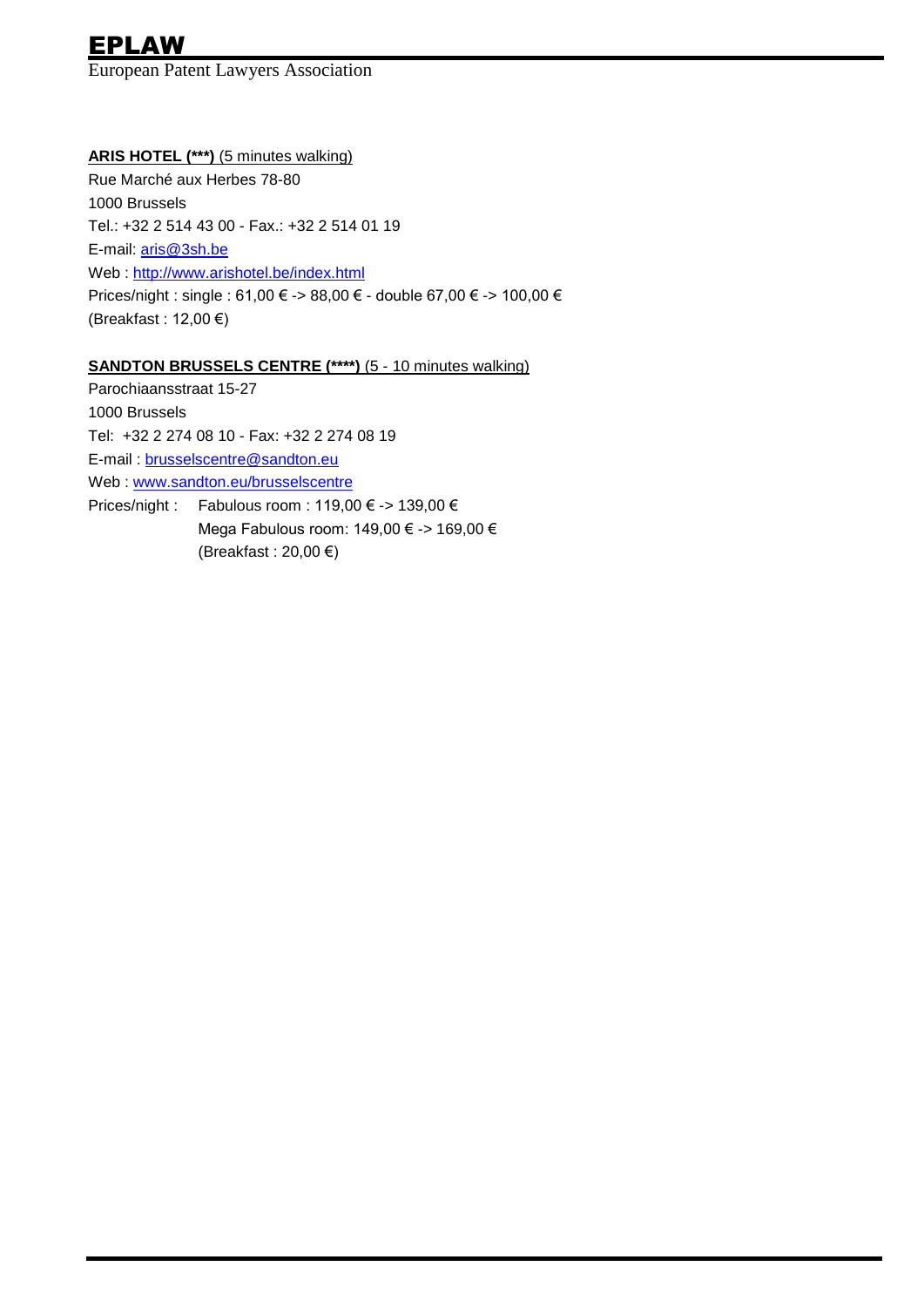**ARIS HOTEL (\*\*\*)** (5 minutes walking)

Rue Marché aux Herbes 78-80
1000 Brussels
Tel.: +32 2 514 43 00 - Fax.: +32 2 514 01 19
E-mail: aris@3sh.be
Web : http://www.arishotel.be/index.html
Prices/night : single : 61,00 € -> 88,00 € - double 67,00 € -> 100,00 €
(Breakfast : 12,00 €)

**SANDTON BRUSSELS CENTRE (\*\*\*\*)** (5 - 10 minutes walking)

Parochiaansstraat 15-27
1000 Brussels
Tel: +32 2 274 08 10 - Fax: +32 2 274 08 19
E-mail : brusselscentre@sandton.eu
Web : www.sandton.eu/brusselscentre
Prices/night : Fabulous room : 119,00 € -> 139,00 €
Mega Fabulous room: 149,00 € -> 169,00 €
(Breakfast : 20,00 €)